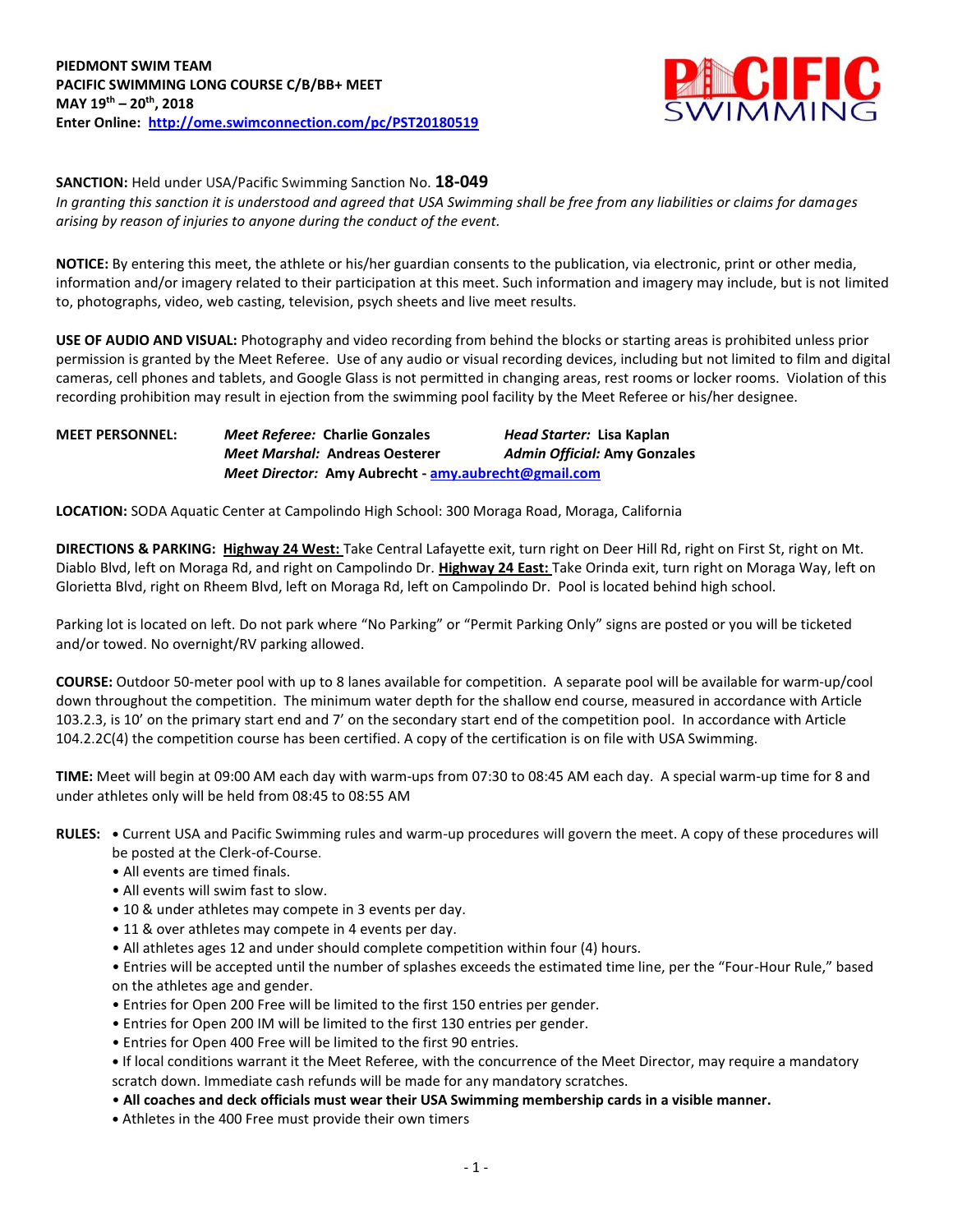**PIEDMONT SWIM TEAM**
**PACIFIC SWIMMING LONG COURSE C/B/BB+ MEET**
**MAY 19th – 20th, 2018**
**Enter Online: [http://ome.swimconnection.com/pc/PST20180519](http://ome.swimconnection.com/pc/PST20180519)**

**SANCTION:** Held under USA/Pacific Swimming Sanction No. **18-049**
*In granting this sanction it is understood and agreed that USA Swimming shall be free from any liabilities or claims for damages arising by reason of injuries to anyone during the conduct of the event.*

**NOTICE:** By entering this meet, the athlete or his/her guardian consents to the publication, via electronic, print or other media, information and/or imagery related to their participation at this meet. Such information and imagery may include, but is not limited to, photographs, video, web casting, television, psych sheets and live meet results.

**USE OF AUDIO AND VISUAL:** Photography and video recording from behind the blocks or starting areas is prohibited unless prior permission is granted by the Meet Referee. Use of any audio or visual recording devices, including but not limited to film and digital cameras, cell phones and tablets, and Google Glass is not permitted in changing areas, rest rooms or locker rooms. Violation of this recording prohibition may result in ejection from the swimming pool facility by the Meet Referee or his/her designee.

**MEET PERSONNEL:**
*Meet Referee:* **Charlie Gonzales** — *Head Starter:* **Lisa Kaplan**
*Meet Marshal:* **Andreas Oesterer** — *Admin Official:* **Amy Gonzales**
*Meet Director:* **Amy Aubrecht - [amy.aubrecht@gmail.com](mailto:amy.aubrecht@gmail.com)**

**LOCATION:** SODA Aquatic Center at Campolindo High School: 300 Moraga Road, Moraga, California

**DIRECTIONS & PARKING:** **Highway 24 West:** Take Central Lafayette exit, turn right on Deer Hill Rd, right on First St, right on Mt. Diablo Blvd, left on Moraga Rd, and right on Campolindo Dr. **Highway 24 East:** Take Orinda exit, turn right on Moraga Way, left on Glorietta Blvd, right on Rheem Blvd, left on Moraga Rd, left on Campolindo Dr. Pool is located behind high school.

Parking lot is located on left. Do not park where "No Parking" or "Permit Parking Only" signs are posted or you will be ticketed and/or towed. No overnight/RV parking allowed.

**COURSE:** Outdoor 50-meter pool with up to 8 lanes available for competition. A separate pool will be available for warm-up/cool down throughout the competition. The minimum water depth for the shallow end course, measured in accordance with Article 103.2.3, is 10' on the primary start end and 7' on the secondary start end of the competition pool. In accordance with Article 104.2.2C(4) the competition course has been certified. A copy of the certification is on file with USA Swimming.

**TIME:** Meet will begin at 09:00 AM each day with warm-ups from 07:30 to 08:45 AM each day. A special warm-up time for 8 and under athletes only will be held from 08:45 to 08:55 AM

**RULES:**
- Current USA and Pacific Swimming rules and warm-up procedures will govern the meet. A copy of these procedures will be posted at the Clerk-of-Course.
- All events are timed finals.
- All events will swim fast to slow.
- 10 & under athletes may compete in 3 events per day.
- 11 & over athletes may compete in 4 events per day.
- All athletes ages 12 and under should complete competition within four (4) hours.
- Entries will be accepted until the number of splashes exceeds the estimated time line, per the "Four-Hour Rule," based on the athletes age and gender.
- Entries for Open 200 Free will be limited to the first 150 entries per gender.
- Entries for Open 200 IM will be limited to the first 130 entries per gender.
- Entries for Open 400 Free will be limited to the first 90 entries.
- If local conditions warrant it the Meet Referee, with the concurrence of the Meet Director, may require a mandatory scratch down. Immediate cash refunds will be made for any mandatory scratches.
- **All coaches and deck officials must wear their USA Swimming membership cards in a visible manner.**
- Athletes in the 400 Free must provide their own timers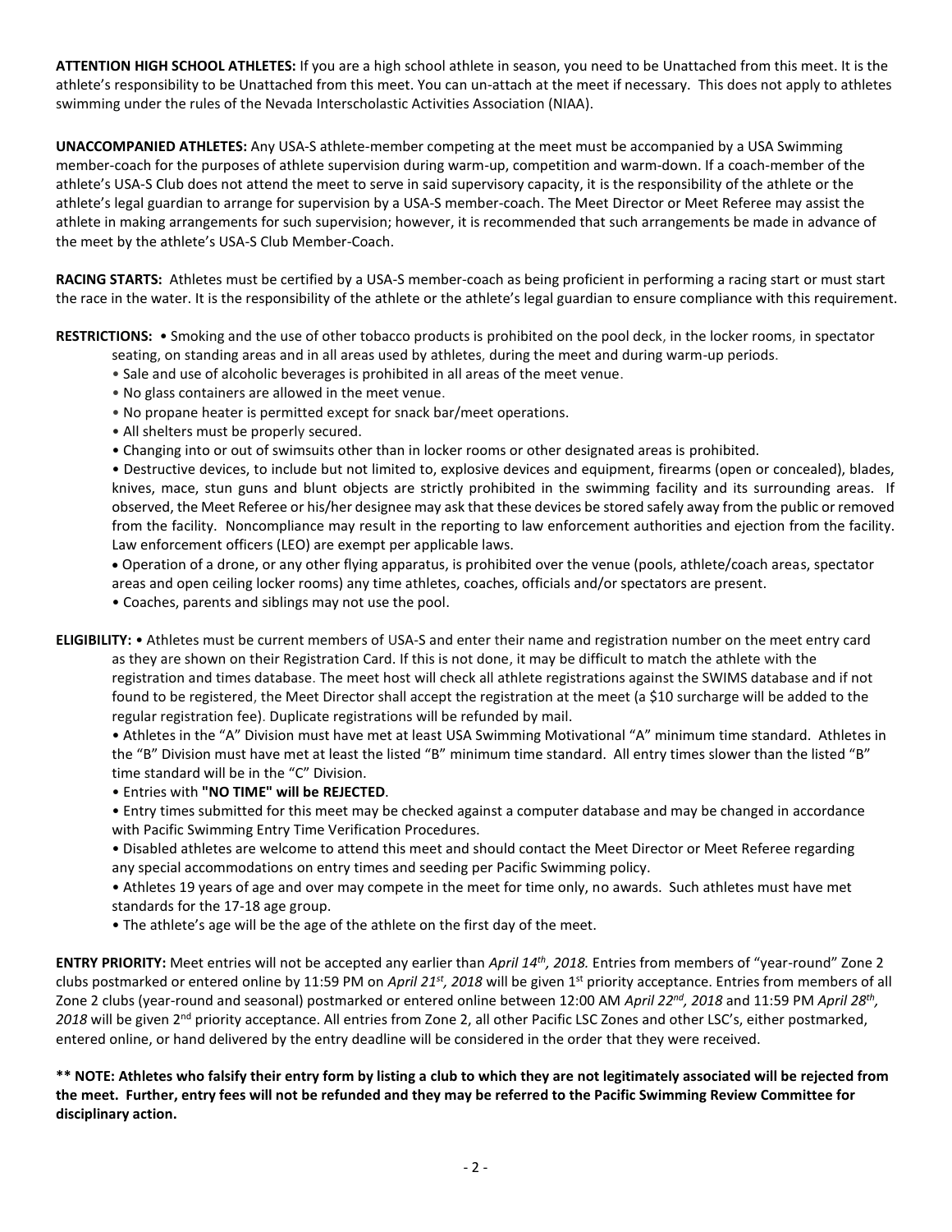**ATTENTION HIGH SCHOOL ATHLETES:** If you are a high school athlete in season, you need to be Unattached from this meet. It is the athlete's responsibility to be Unattached from this meet. You can un-attach at the meet if necessary. This does not apply to athletes swimming under the rules of the Nevada Interscholastic Activities Association (NIAA).

**UNACCOMPANIED ATHLETES:** Any USA-S athlete-member competing at the meet must be accompanied by a USA Swimming member-coach for the purposes of athlete supervision during warm-up, competition and warm-down. If a coach-member of the athlete's USA-S Club does not attend the meet to serve in said supervisory capacity, it is the responsibility of the athlete or the athlete's legal guardian to arrange for supervision by a USA-S member-coach. The Meet Director or Meet Referee may assist the athlete in making arrangements for such supervision; however, it is recommended that such arrangements be made in advance of the meet by the athlete's USA-S Club Member-Coach.

**RACING STARTS:** Athletes must be certified by a USA-S member-coach as being proficient in performing a racing start or must start the race in the water. It is the responsibility of the athlete or the athlete's legal guardian to ensure compliance with this requirement.

**RESTRICTIONS:**
- Smoking and the use of other tobacco products is prohibited on the pool deck, in the locker rooms, in spectator seating, on standing areas and in all areas used by athletes, during the meet and during warm-up periods.
- Sale and use of alcoholic beverages is prohibited in all areas of the meet venue.
- No glass containers are allowed in the meet venue.
- No propane heater is permitted except for snack bar/meet operations.
- All shelters must be properly secured.
- Changing into or out of swimsuits other than in locker rooms or other designated areas is prohibited.
- Destructive devices, to include but not limited to, explosive devices and equipment, firearms (open or concealed), blades, knives, mace, stun guns and blunt objects are strictly prohibited in the swimming facility and its surrounding areas. If observed, the Meet Referee or his/her designee may ask that these devices be stored safely away from the public or removed from the facility. Noncompliance may result in the reporting to law enforcement authorities and ejection from the facility. Law enforcement officers (LEO) are exempt per applicable laws.
- Operation of a drone, or any other flying apparatus, is prohibited over the venue (pools, athlete/coach areas, spectator areas and open ceiling locker rooms) any time athletes, coaches, officials and/or spectators are present.
- Coaches, parents and siblings may not use the pool.

**ELIGIBILITY:**
- Athletes must be current members of USA-S and enter their name and registration number on the meet entry card as they are shown on their Registration Card. If this is not done, it may be difficult to match the athlete with the registration and times database. The meet host will check all athlete registrations against the SWIMS database and if not found to be registered, the Meet Director shall accept the registration at the meet (a $10 surcharge will be added to the regular registration fee). Duplicate registrations will be refunded by mail.
- Athletes in the "A" Division must have met at least USA Swimming Motivational "A" minimum time standard. Athletes in the "B" Division must have met at least the listed "B" minimum time standard. All entry times slower than the listed "B" time standard will be in the "C" Division.
- Entries with **"NO TIME" will be REJECTED**.
- Entry times submitted for this meet may be checked against a computer database and may be changed in accordance with Pacific Swimming Entry Time Verification Procedures.
- Disabled athletes are welcome to attend this meet and should contact the Meet Director or Meet Referee regarding any special accommodations on entry times and seeding per Pacific Swimming policy.
- Athletes 19 years of age and over may compete in the meet for time only, no awards. Such athletes must have met standards for the 17-18 age group.
- The athlete's age will be the age of the athlete on the first day of the meet.

**ENTRY PRIORITY:** Meet entries will not be accepted any earlier than *April 14th, 2018.* Entries from members of "year-round" Zone 2 clubs postmarked or entered online by 11:59 PM on *April 21st, 2018* will be given 1st priority acceptance. Entries from members of all Zone 2 clubs (year-round and seasonal) postmarked or entered online between 12:00 AM *April 22nd, 2018* and 11:59 PM *April 28th, 2018* will be given 2nd priority acceptance. All entries from Zone 2, all other Pacific LSC Zones and other LSC's, either postmarked, entered online, or hand delivered by the entry deadline will be considered in the order that they were received.

**\*\* NOTE: Athletes who falsify their entry form by listing a club to which they are not legitimately associated will be rejected from the meet. Further, entry fees will not be refunded and they may be referred to the Pacific Swimming Review Committee for disciplinary action.**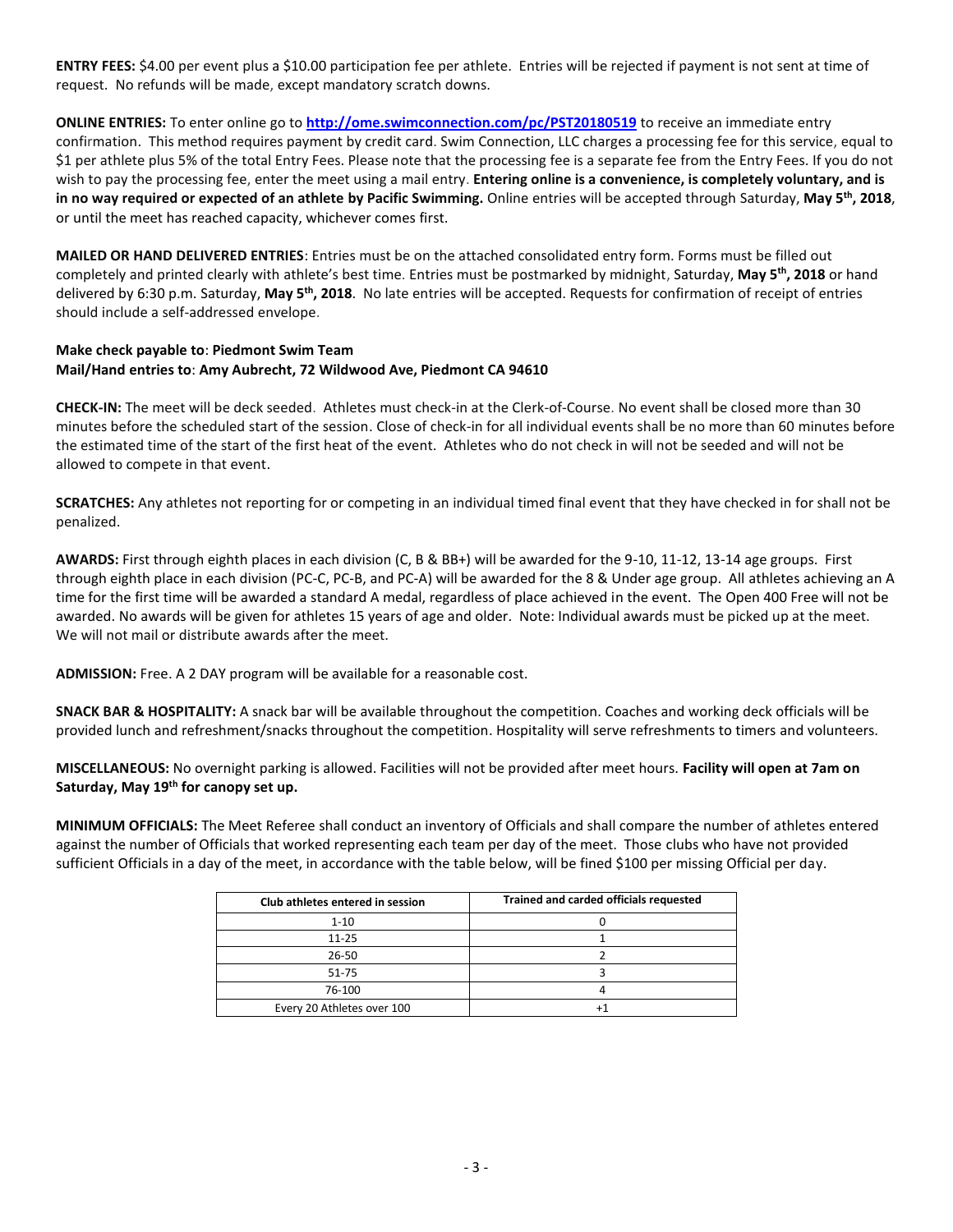**ENTRY FEES:** $4.00 per event plus a $10.00 participation fee per athlete. Entries will be rejected if payment is not sent at time of request. No refunds will be made, except mandatory scratch downs.

**ONLINE ENTRIES:** To enter online go to **http://ome.swimconnection.com/pc/PST20180519** to receive an immediate entry confirmation. This method requires payment by credit card. Swim Connection, LLC charges a processing fee for this service, equal to $1 per athlete plus 5% of the total Entry Fees. Please note that the processing fee is a separate fee from the Entry Fees. If you do not wish to pay the processing fee, enter the meet using a mail entry. **Entering online is a convenience, is completely voluntary, and is in no way required or expected of an athlete by Pacific Swimming.** Online entries will be accepted through Saturday, **May 5th, 2018**, or until the meet has reached capacity, whichever comes first.

**MAILED OR HAND DELIVERED ENTRIES**: Entries must be on the attached consolidated entry form. Forms must be filled out completely and printed clearly with athlete's best time. Entries must be postmarked by midnight, Saturday, **May 5th, 2018** or hand delivered by 6:30 p.m. Saturday, **May 5th, 2018**. No late entries will be accepted. Requests for confirmation of receipt of entries should include a self-addressed envelope.

**Make check payable to**: **Piedmont Swim Team**
**Mail/Hand entries to**: **Amy Aubrecht, 72 Wildwood Ave, Piedmont CA 94610**

**CHECK-IN:** The meet will be deck seeded. Athletes must check-in at the Clerk-of-Course. No event shall be closed more than 30 minutes before the scheduled start of the session. Close of check-in for all individual events shall be no more than 60 minutes before the estimated time of the start of the first heat of the event. Athletes who do not check in will not be seeded and will not be allowed to compete in that event.

**SCRATCHES:** Any athletes not reporting for or competing in an individual timed final event that they have checked in for shall not be penalized.

**AWARDS:** First through eighth places in each division (C, B & BB+) will be awarded for the 9-10, 11-12, 13-14 age groups. First through eighth place in each division (PC-C, PC-B, and PC-A) will be awarded for the 8 & Under age group. All athletes achieving an A time for the first time will be awarded a standard A medal, regardless of place achieved in the event. The Open 400 Free will not be awarded. No awards will be given for athletes 15 years of age and older. Note: Individual awards must be picked up at the meet. We will not mail or distribute awards after the meet.

**ADMISSION:** Free. A 2 DAY program will be available for a reasonable cost.

**SNACK BAR & HOSPITALITY:** A snack bar will be available throughout the competition. Coaches and working deck officials will be provided lunch and refreshment/snacks throughout the competition. Hospitality will serve refreshments to timers and volunteers.

**MISCELLANEOUS:** No overnight parking is allowed. Facilities will not be provided after meet hours. **Facility will open at 7am on Saturday, May 19th for canopy set up.**

**MINIMUM OFFICIALS:** The Meet Referee shall conduct an inventory of Officials and shall compare the number of athletes entered against the number of Officials that worked representing each team per day of the meet. Those clubs who have not provided sufficient Officials in a day of the meet, in accordance with the table below, will be fined $100 per missing Official per day.

| Club athletes entered in session | Trained and carded officials requested |
|---|---|
| 1-10 | 0 |
| 11-25 | 1 |
| 26-50 | 2 |
| 51-75 | 3 |
| 76-100 | 4 |
| Every 20 Athletes over 100 | +1 |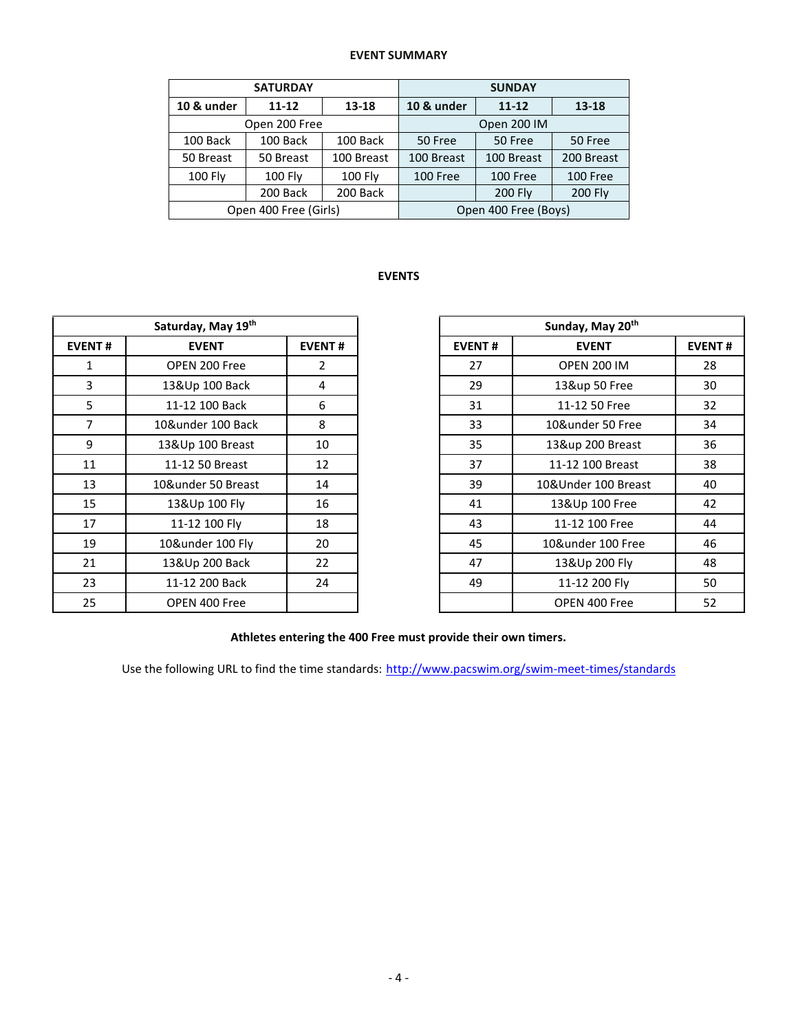### EVENT SUMMARY

| SATURDAY | | | SUNDAY | | |
|---|---|---|---|---|---|
| **10 & under** | **11-12** | **13-18** | **10 & under** | **11-12** | **13-18** |
| Open 200 Free | | | Open 200 IM | | |
| 100 Back | 100 Back | 100 Back | 50 Free | 50 Free | 50 Free |
| 50 Breast | 50 Breast | 100 Breast | 100 Breast | 100 Breast | 200 Breast |
| 100 Fly | 100 Fly | 100 Fly | 100 Free | 100 Free | 100 Free |
| | 200 Back | 200 Back | | 200 Fly | 200 Fly |
| Open 400 Free (Girls) | | | Open 400 Free (Boys) | | |

### EVENTS

| Saturday, May 19th | | |
|---|---|---|
| **EVENT #** | **EVENT** | **EVENT #** |
| 1 | OPEN 200 Free | 2 |
| 3 | 13&Up 100 Back | 4 |
| 5 | 11-12 100 Back | 6 |
| 7 | 10&under 100 Back | 8 |
| 9 | 13&Up 100 Breast | 10 |
| 11 | 11-12 50 Breast | 12 |
| 13 | 10&under 50 Breast | 14 |
| 15 | 13&Up 100 Fly | 16 |
| 17 | 11-12 100 Fly | 18 |
| 19 | 10&under 100 Fly | 20 |
| 21 | 13&Up 200 Back | 22 |
| 23 | 11-12 200 Back | 24 |
| 25 | OPEN 400 Free | |

| Sunday, May 20th | | |
|---|---|---|
| **EVENT #** | **EVENT** | **EVENT #** |
| 27 | OPEN 200 IM | 28 |
| 29 | 13&up 50 Free | 30 |
| 31 | 11-12 50 Free | 32 |
| 33 | 10&under 50 Free | 34 |
| 35 | 13&up 200 Breast | 36 |
| 37 | 11-12 100 Breast | 38 |
| 39 | 10&Under 100 Breast | 40 |
| 41 | 13&Up 100 Free | 42 |
| 43 | 11-12 100 Free | 44 |
| 45 | 10&under 100 Free | 46 |
| 47 | 13&Up 200 Fly | 48 |
| 49 | 11-12 200 Fly | 50 |
| | OPEN 400 Free | 52 |

**Athletes entering the 400 Free must provide their own timers.**

Use the following URL to find the time standards: http://www.pacswim.org/swim-meet-times/standards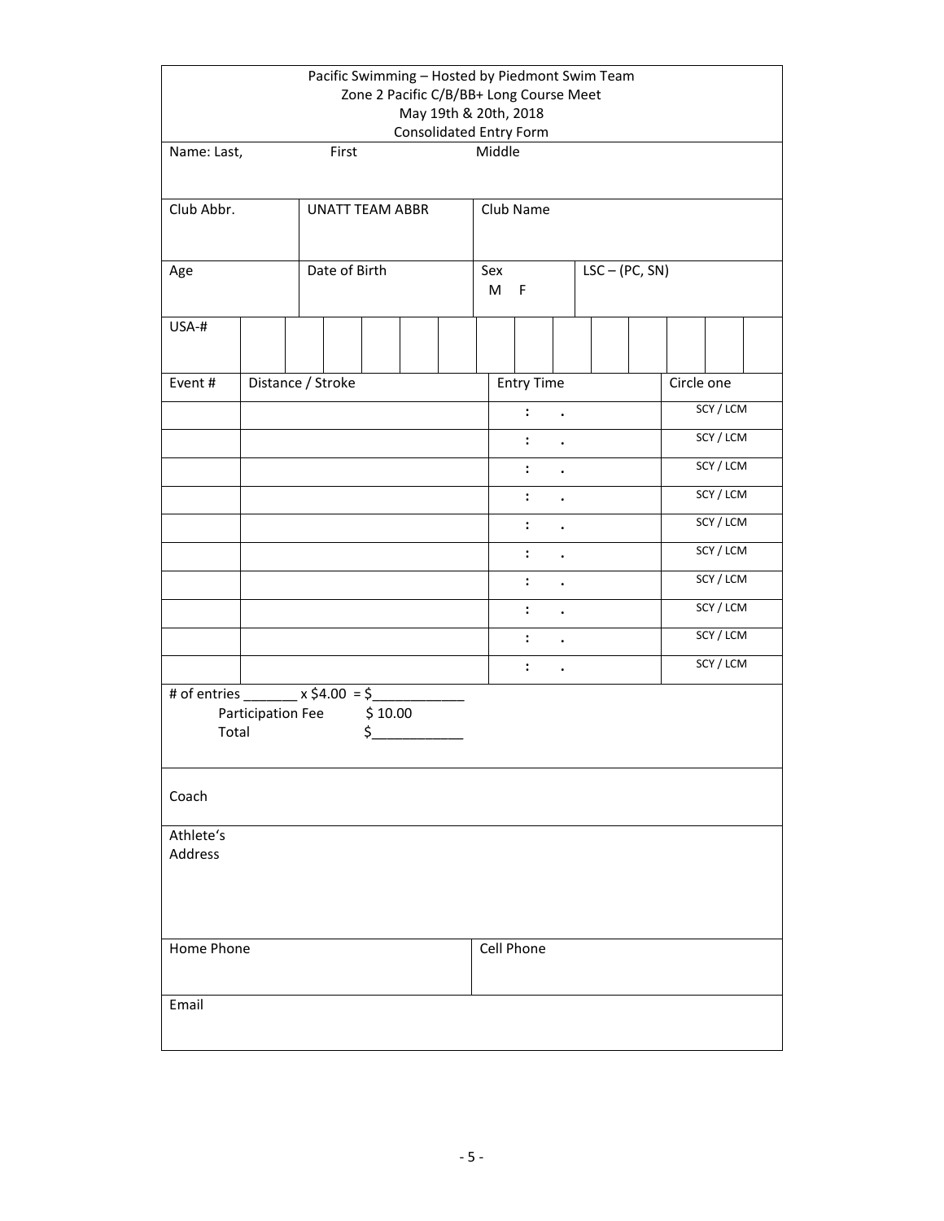Pacific Swimming – Hosted by Piedmont Swim Team
Zone 2 Pacific C/B/BB+ Long Course Meet
May 19th & 20th, 2018
Consolidated Entry Form

| | | | |
|---|---|---|---|
| Name: Last, | First | Middle | |
| Club Abbr. | UNATT TEAM ABBR | Club Name | |
| Age | Date of Birth | Sex M F | LSC – (PC, SN) |

| | | | | | | | | | | | | | | |
|---|---|---|---|---|---|---|---|---|---|---|---|---|---|---|
| USA-# | | | | | | | | | | | | | | |

| Event # | Distance / Stroke | Entry Time | Circle one |
|---|---|---|---|
| | | : . | SCY / LCM |
| | | : . | SCY / LCM |
| | | : . | SCY / LCM |
| | | : . | SCY / LCM |
| | | : . | SCY / LCM |
| | | : . | SCY / LCM |
| | | : . | SCY / LCM |
| | | : . | SCY / LCM |
| | | : . | SCY / LCM |
| | | : . | SCY / LCM |

# of entries _______ x $4.00 = $____________
Participation Fee $ 10.00
Total $____________

| | |
|---|---|
| Coach | |
| Athlete's Address | |
| Home Phone | Cell Phone |
| Email | |